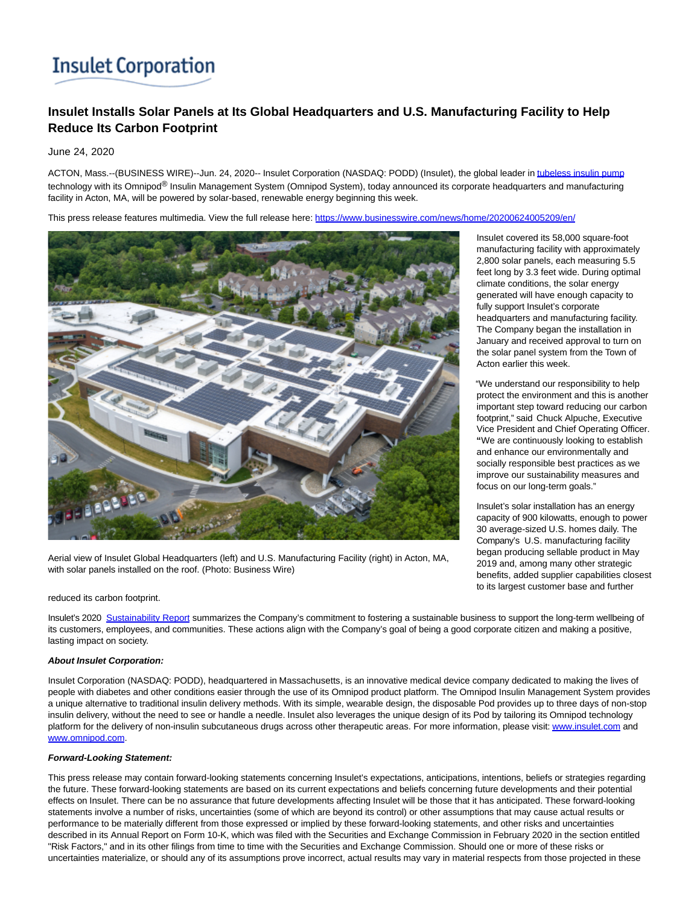Insulet Corporation

# Insulet Installs Solar Panels at Its Global Headquarters and U.S. Manufacturing Facility to Help Reduce Its Carbon Footprint

June 24, 2020

ACTON, Mass.--(BUSINESS WIRE)--Jun. 24, 2020-- Insulet Corporation (NASDAQ: PODD) (Insulet), the global leader in tubeless insulin pump technology with its Omnipod® Insulin Management System (Omnipod System), today announced its corporate headquarters and manufacturing facility in Acton, MA, will be powered by solar-based, renewable energy beginning this week.

This press release features multimedia. View the full release here: https://www.businesswire.com/news/home/20200624005209/en/

Aerial view of Insulet Global Headquarters (left) and U.S. Manufacturing Facility (right) in Acton, MA, with solar panels installed on the roof. (Photo: Business Wire)

Insulet covered its 58,000 square-foot manufacturing facility with approximately 2,800 solar panels, each measuring 5.5 feet long by 3.3 feet wide. During optimal climate conditions, the solar energy generated will have enough capacity to fully support Insulet's corporate headquarters and manufacturing facility. The Company began the installation in January and received approval to turn on the solar panel system from the Town of Acton earlier this week.

"We understand our responsibility to help protect the environment and this is another important step toward reducing our carbon footprint," said Chuck Alpuche, Executive Vice President and Chief Operating Officer. "We are continuously looking to establish and enhance our environmentally and socially responsible best practices as we improve our sustainability measures and focus on our long-term goals."

Insulet's solar installation has an energy capacity of 900 kilowatts, enough to power 30 average-sized U.S. homes daily. The Company's U.S. manufacturing facility began producing sellable product in May 2019 and, among many other strategic benefits, added supplier capabilities closest to its largest customer base and further reduced its carbon footprint.

Insulet's 2020 Sustainability Report summarizes the Company's commitment to fostering a sustainable business to support the long-term wellbeing of its customers, employees, and communities. These actions align with the Company's goal of being a good corporate citizen and making a positive, lasting impact on society.

***About Insulet Corporation:***

Insulet Corporation (NASDAQ: PODD), headquartered in Massachusetts, is an innovative medical device company dedicated to making the lives of people with diabetes and other conditions easier through the use of its Omnipod product platform. The Omnipod Insulin Management System provides a unique alternative to traditional insulin delivery methods. With its simple, wearable design, the disposable Pod provides up to three days of non-stop insulin delivery, without the need to see or handle a needle. Insulet also leverages the unique design of its Pod by tailoring its Omnipod technology platform for the delivery of non-insulin subcutaneous drugs across other therapeutic areas. For more information, please visit: www.insulet.com and www.omnipod.com.

***Forward-Looking Statement:***

This press release may contain forward-looking statements concerning Insulet's expectations, anticipations, intentions, beliefs or strategies regarding the future. These forward-looking statements are based on its current expectations and beliefs concerning future developments and their potential effects on Insulet. There can be no assurance that future developments affecting Insulet will be those that it has anticipated. These forward-looking statements involve a number of risks, uncertainties (some of which are beyond its control) or other assumptions that may cause actual results or performance to be materially different from those expressed or implied by these forward-looking statements, and other risks and uncertainties described in its Annual Report on Form 10-K, which was filed with the Securities and Exchange Commission in February 2020 in the section entitled "Risk Factors," and in its other filings from time to time with the Securities and Exchange Commission. Should one or more of these risks or uncertainties materialize, or should any of its assumptions prove incorrect, actual results may vary in material respects from those projected in these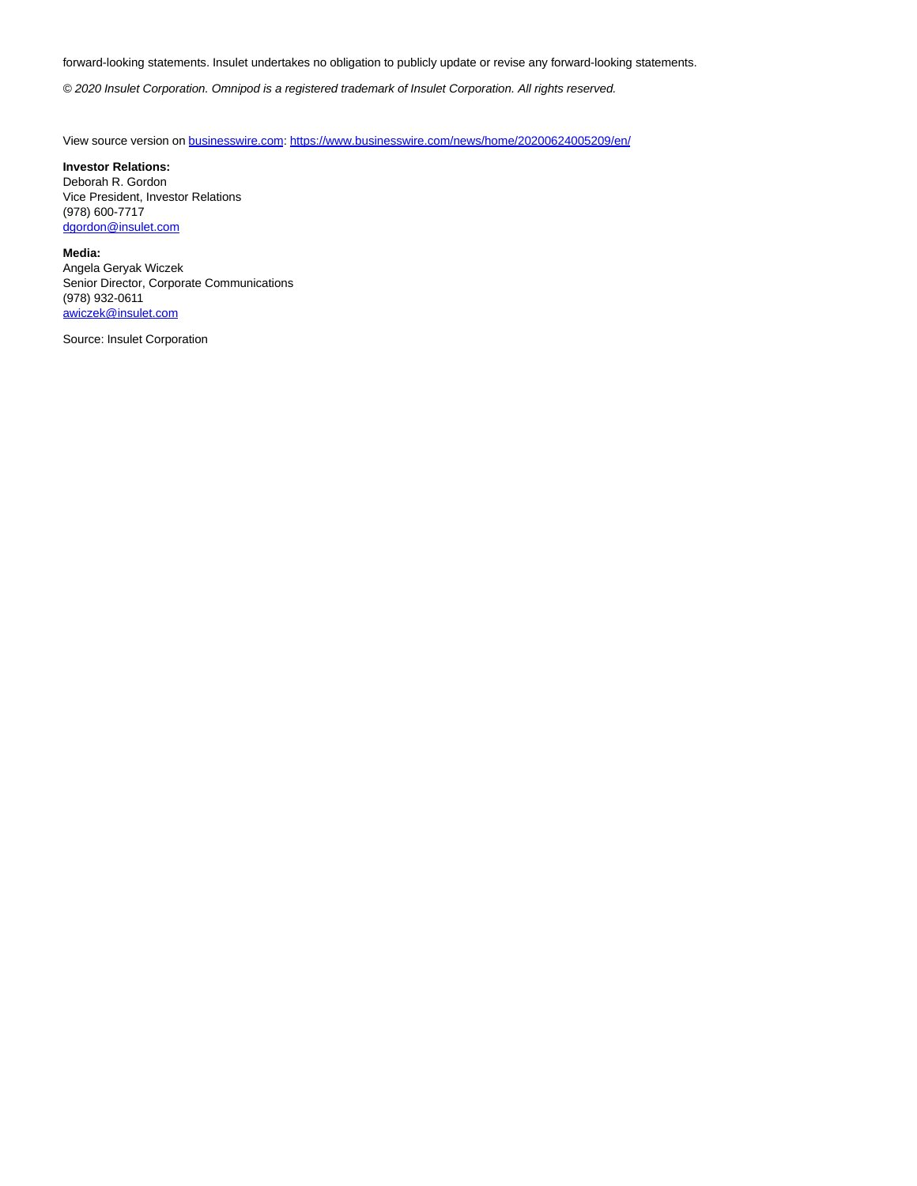forward-looking statements. Insulet undertakes no obligation to publicly update or revise any forward-looking statements.

*© 2020 Insulet Corporation. Omnipod is a registered trademark of Insulet Corporation. All rights reserved.*

View source version on businesswire.com: https://www.businesswire.com/news/home/20200624005209/en/

**Investor Relations:**
Deborah R. Gordon
Vice President, Investor Relations
(978) 600-7717
dgordon@insulet.com

**Media:**
Angela Geryak Wiczek
Senior Director, Corporate Communications
(978) 932-0611
awiczek@insulet.com

Source: Insulet Corporation